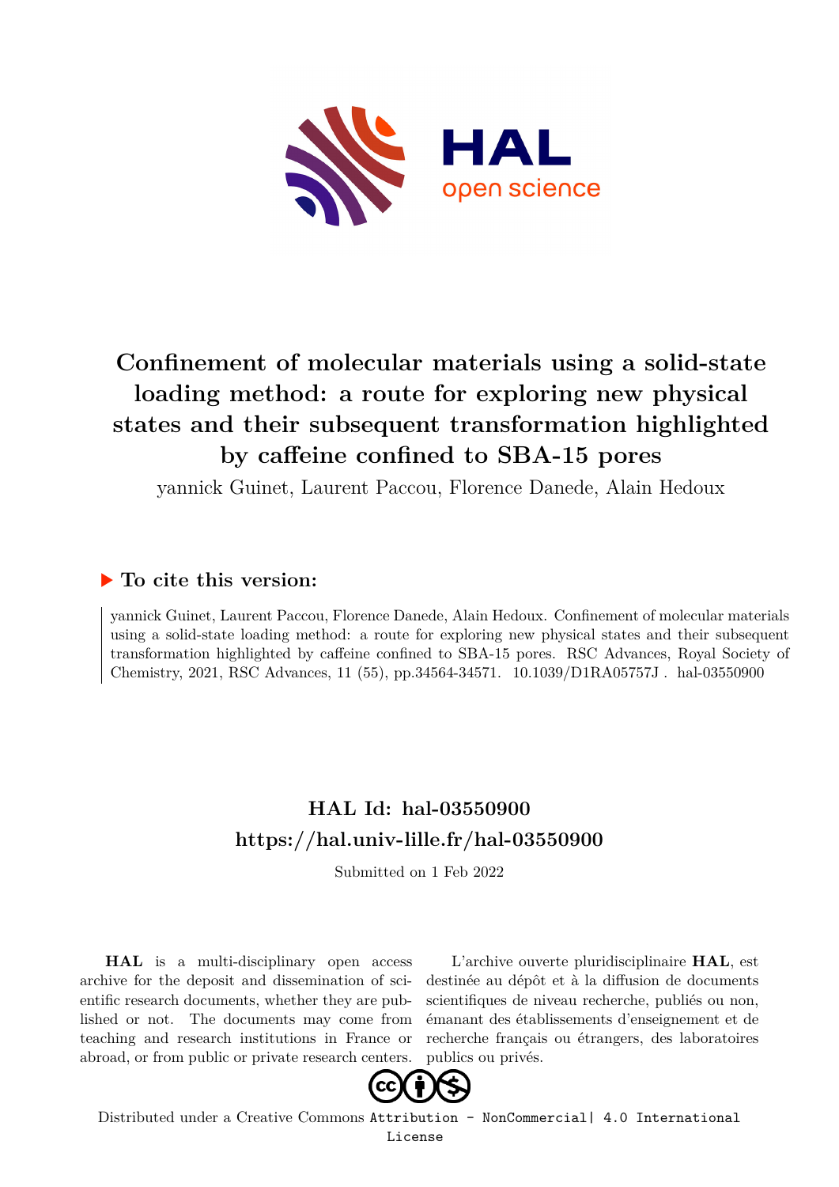# Confinement of molecular materials using a solid-state loading method: a route for exploring new physical states and their subsequent transformation highlighted by caffeine confined to SBA-15 pores

yannick Guinet, Laurent Paccou, Florence Danede, Alain Hedoux

## ▶ To cite this version:

yannick Guinet, Laurent Paccou, Florence Danede, Alain Hedoux. Confinement of molecular materials using a solid-state loading method: a route for exploring new physical states and their subsequent transformation highlighted by caffeine confined to SBA-15 pores. RSC Advances, Royal Society of Chemistry, 2021, RSC Advances, 11 (55), pp.34564-34571. 10.1039/D1RA05757J . hal-03550900

## HAL Id: hal-03550900
## https://hal.univ-lille.fr/hal-03550900

Submitted on 1 Feb 2022

**HAL** is a multi-disciplinary open access archive for the deposit and dissemination of scientific research documents, whether they are published or not. The documents may come from teaching and research institutions in France or abroad, or from public or private research centers.

L'archive ouverte pluridisciplinaire **HAL**, est destinée au dépôt et à la diffusion de documents scientifiques de niveau recherche, publiés ou non, émanant des établissements d'enseignement et de recherche français ou étrangers, des laboratoires publics ou privés.

Distributed under a Creative Commons Attribution - NonCommercial| 4.0 International License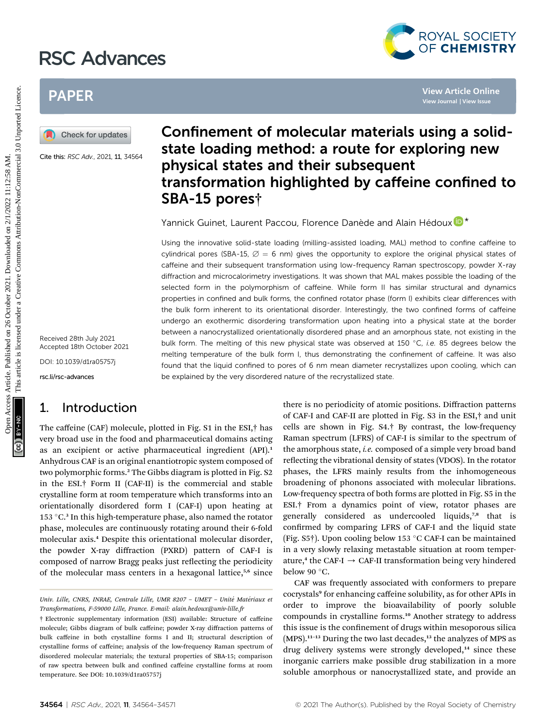# Confinement of molecular materials using a solid-state loading method: a route for exploring new physical states and their subsequent transformation highlighted by caffeine confined to SBA-15 pores†

Yannick Guinet, Laurent Paccou, Florence Danède and Alain Hédoux *

Cite this: *RSC Adv.*, 2021, **11**, 34564

Received 28th July 2021
Accepted 18th October 2021

DOI: 10.1039/d1ra05757j

rsc.li/rsc-advances

Using the innovative solid-state loading (milling-assisted loading, MAL) method to confine caffeine to cylindrical pores (SBA-15, ∅ = 6 nm) gives the opportunity to explore the original physical states of caffeine and their subsequent transformation using low-frequency Raman spectroscopy, powder X-ray diffraction and microcalorimetry investigations. It was shown that MAL makes possible the loading of the selected form in the polymorphism of caffeine. While form II has similar structural and dynamics properties in confined and bulk forms, the confined rotator phase (form I) exhibits clear differences with the bulk form inherent to its orientational disorder. Interestingly, the two confined forms of caffeine undergo an exothermic disordering transformation upon heating into a physical state at the border between a nanocrystallized orientationally disordered phase and an amorphous state, not existing in the bulk form. The melting of this new physical state was observed at 150 °C, *i.e.* 85 degrees below the melting temperature of the bulk form I, thus demonstrating the confinement of caffeine. It was also found that the liquid confined to pores of 6 nm mean diameter recrystallizes upon cooling, which can be explained by the very disordered nature of the recrystallized state.

## 1. Introduction

The caffeine (CAF) molecule, plotted in Fig. S1 in the ESI,† has very broad use in the food and pharmaceutical domains acting as an excipient or active pharmaceutical ingredient (API).[1] Anhydrous CAF is an original enantiotropic system composed of two polymorphic forms.[2] The Gibbs diagram is plotted in Fig. S2 in the ESI.† Form II (CAF-II) is the commercial and stable crystalline form at room temperature which transforms into an orientationally disordered form I (CAF-I) upon heating at 153 °C.[3] In this high-temperature phase, also named the rotator phase, molecules are continuously rotating around their 6-fold molecular axis.[4] Despite this orientational molecular disorder, the powder X-ray diffraction (PXRD) pattern of CAF-I is composed of narrow Bragg peaks just reflecting the periodicity of the molecular mass centers in a hexagonal lattice,[5,6] since there is no periodicity of atomic positions. Diffraction patterns of CAF-I and CAF-II are plotted in Fig. S3 in the ESI,† and unit cells are shown in Fig. S4.† By contrast, the low-frequency Raman spectrum (LFRS) of CAF-I is similar to the spectrum of the amorphous state, *i.e.* composed of a simple very broad band reflecting the vibrational density of states (VDOS). In the rotator phases, the LFRS mainly results from the inhomogeneous broadening of phonons associated with molecular librations. Low-frequency spectra of both forms are plotted in Fig. S5 in the ESI.† From a dynamics point of view, rotator phases are generally considered as undercooled liquids,[7,8] that is confirmed by comparing LFRS of CAF-I and the liquid state (Fig. S5†). Upon cooling below 153 °C CAF-I can be maintained in a very slowly relaxing metastable situation at room temperature,[4] the CAF-I → CAF-II transformation being very hindered below 90 °C.

CAF was frequently associated with conformers to prepare cocrystals[9] for enhancing caffeine solubility, as for other APIs in order to improve the bioavailability of poorly soluble compounds in crystalline forms.[10] Another strategy to address this issue is the confinement of drugs within mesoporous silica (MPS).[11–13] During the two last decades,[13] the analyzes of MPS as drug delivery systems were strongly developed,[14] since these inorganic carriers make possible drug stabilization in a more soluble amorphous or nanocrystallized state, and provide an

Univ. Lille, CNRS, INRAE, Centrale Lille, UMR 8207 – UMET – Unité Matériaux et Transformations, F-59000 Lille, France. E-mail: alain.hedoux@univ-lille.fr

† Electronic supplementary information (ESI) available: Structure of caffeine molecule; Gibbs diagram of bulk caffeine; powder X-ray diffraction patterns of bulk caffeine in both crystalline forms I and II; structural description of crystalline forms of caffeine; analysis of the low-frequency Raman spectrum of disordered molecular materials; the textural properties of SBA-15; comparison of raw spectra between bulk and confined caffeine crystalline forms at room temperature. See DOI: 10.1039/d1ra05757j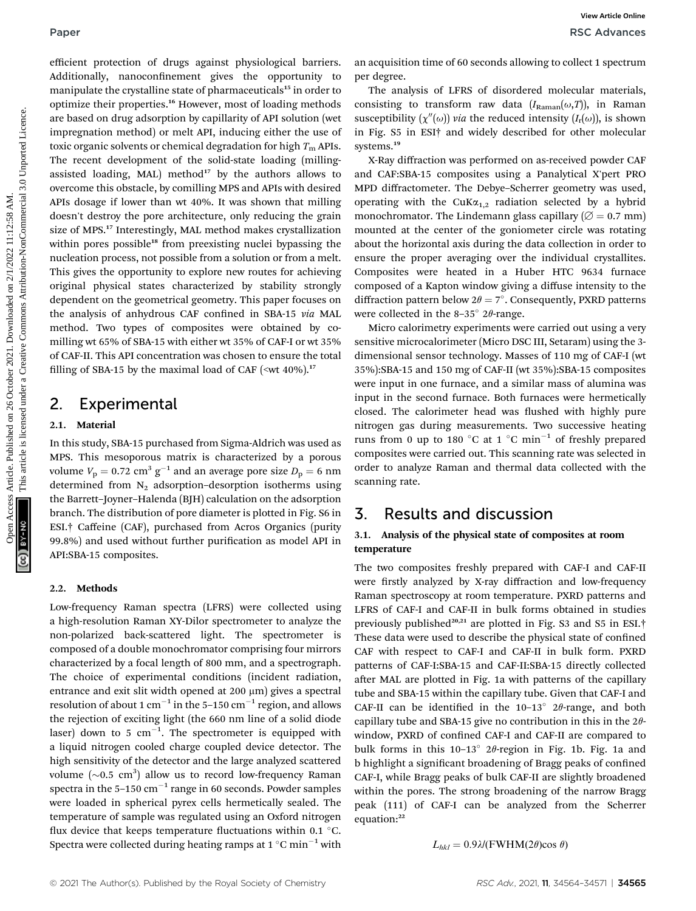efficient protection of drugs against physiological barriers. Additionally, nanoconfinement gives the opportunity to manipulate the crystalline state of pharmaceuticals[15] in order to optimize their properties.[16] However, most of loading methods are based on drug adsorption by capillarity of API solution (wet impregnation method) or melt API, inducing either the use of toxic organic solvents or chemical degradation for high $T_m$ APIs. The recent development of the solid-state loading (milling-assisted loading, MAL) method[17] by the authors allows to overcome this obstacle, by comilling MPS and APIs with desired APIs dosage if lower than wt 40%. It was shown that milling doesn't destroy the pore architecture, only reducing the grain size of MPS.[17] Interestingly, MAL method makes crystallization within pores possible[18] from preexisting nuclei bypassing the nucleation process, not possible from a solution or from a melt. This gives the opportunity to explore new routes for achieving original physical states characterized by stability strongly dependent on the geometrical geometry. This paper focuses on the analysis of anhydrous CAF confined in SBA-15 *via* MAL method. Two types of composites were obtained by co-milling wt 65% of SBA-15 with either wt 35% of CAF-I or wt 35% of CAF-II. This API concentration was chosen to ensure the total filling of SBA-15 by the maximal load of CAF (<wt 40%).[17]

## 2. Experimental

### 2.1. Material

In this study, SBA-15 purchased from Sigma-Aldrich was used as MPS. This mesoporous matrix is characterized by a porous volume $V_p = 0.72$ cm$^3$ g$^{-1}$ and an average pore size $D_p = 6$ nm determined from $N_2$ adsorption–desorption isotherms using the Barrett–Joyner–Halenda (BJH) calculation on the adsorption branch. The distribution of pore diameter is plotted in Fig. S6 in ESI.† Caffeine (CAF), purchased from Acros Organics (purity 99.8%) and used without further purification as model API in API:SBA-15 composites.

### 2.2. Methods

Low-frequency Raman spectra (LFRS) were collected using a high-resolution Raman XY-Dilor spectrometer to analyze the non-polarized back-scattered light. The spectrometer is composed of a double monochromator comprising four mirrors characterized by a focal length of 800 mm, and a spectrograph. The choice of experimental conditions (incident radiation, entrance and exit slit width opened at 200 μm) gives a spectral resolution of about 1 cm$^{-1}$ in the 5–150 cm$^{-1}$ region, and allows the rejection of exciting light (the 660 nm line of a solid diode laser) down to 5 cm$^{-1}$. The spectrometer is equipped with a liquid nitrogen cooled charge coupled device detector. The high sensitivity of the detector and the large analyzed scattered volume (~0.5 cm$^3$) allow us to record low-frequency Raman spectra in the 5–150 cm$^{-1}$ range in 60 seconds. Powder samples were loaded in spherical pyrex cells hermetically sealed. The temperature of sample was regulated using an Oxford nitrogen flux device that keeps temperature fluctuations within 0.1 °C. Spectra were collected during heating ramps at 1 °C min$^{-1}$ with an acquisition time of 60 seconds allowing to collect 1 spectrum per degree.

The analysis of LFRS of disordered molecular materials, consisting to transform raw data ($I_{Raman}(\omega,T)$), in Raman susceptibility ($\chi''(\omega)$) *via* the reduced intensity ($I_r(\omega)$), is shown in Fig. S5 in ESI† and widely described for other molecular systems.[19]

X-Ray diffraction was performed on as-received powder CAF and CAF:SBA-15 composites using a Panalytical X'pert PRO MPD diffractometer. The Debye–Scherrer geometry was used, operating with the CuK$\alpha_{1,2}$ radiation selected by a hybrid monochromator. The Lindemann glass capillary (∅ = 0.7 mm) mounted at the center of the goniometer circle was rotating about the horizontal axis during the data collection in order to ensure the proper averaging over the individual crystallites. Composites were heated in a Huber HTC 9634 furnace composed of a Kapton window giving a diffuse intensity to the diffraction pattern below $2\theta = 7°$. Consequently, PXRD patterns were collected in the 8–35° $2\theta$-range.

Micro calorimetry experiments were carried out using a very sensitive microcalorimeter (Micro DSC III, Setaram) using the 3-dimensional sensor technology. Masses of 110 mg of CAF-I (wt 35%):SBA-15 and 150 mg of CAF-II (wt 35%):SBA-15 composites were input in one furnace, and a similar mass of alumina was input in the second furnace. Both furnaces were hermetically closed. The calorimeter head was flushed with highly pure nitrogen gas during measurements. Two successive heating runs from 0 up to 180 °C at 1 °C min$^{-1}$ of freshly prepared composites were carried out. This scanning rate was selected in order to analyze Raman and thermal data collected with the scanning rate.

## 3. Results and discussion

### 3.1. Analysis of the physical state of composites at room temperature

The two composites freshly prepared with CAF-I and CAF-II were firstly analyzed by X-ray diffraction and low-frequency Raman spectroscopy at room temperature. PXRD patterns and LFRS of CAF-I and CAF-II in bulk forms obtained in studies previously published[20,21] are plotted in Fig. S3 and S5 in ESI.† These data were used to describe the physical state of confined CAF with respect to CAF-I and CAF-II in bulk form. PXRD patterns of CAF-I:SBA-15 and CAF-II:SBA-15 directly collected after MAL are plotted in Fig. 1a with patterns of the capillary tube and SBA-15 within the capillary tube. Given that CAF-I and CAF-II can be identified in the 10–13° $2\theta$-range, and both capillary tube and SBA-15 give no contribution in this in the $2\theta$-window, PXRD of confined CAF-I and CAF-II are compared to bulk forms in this 10–13° $2\theta$-region in Fig. 1b. Fig. 1a and b highlight a significant broadening of Bragg peaks of confined CAF-I, while Bragg peaks of bulk CAF-II are slightly broadened within the pores. The strong broadening of the narrow Bragg peak (111) of CAF-I can be analyzed from the Scherrer equation:[22]

$$L_{hkl} = 0.9\lambda/(\text{FWHM}(2\theta)\cos\theta)$$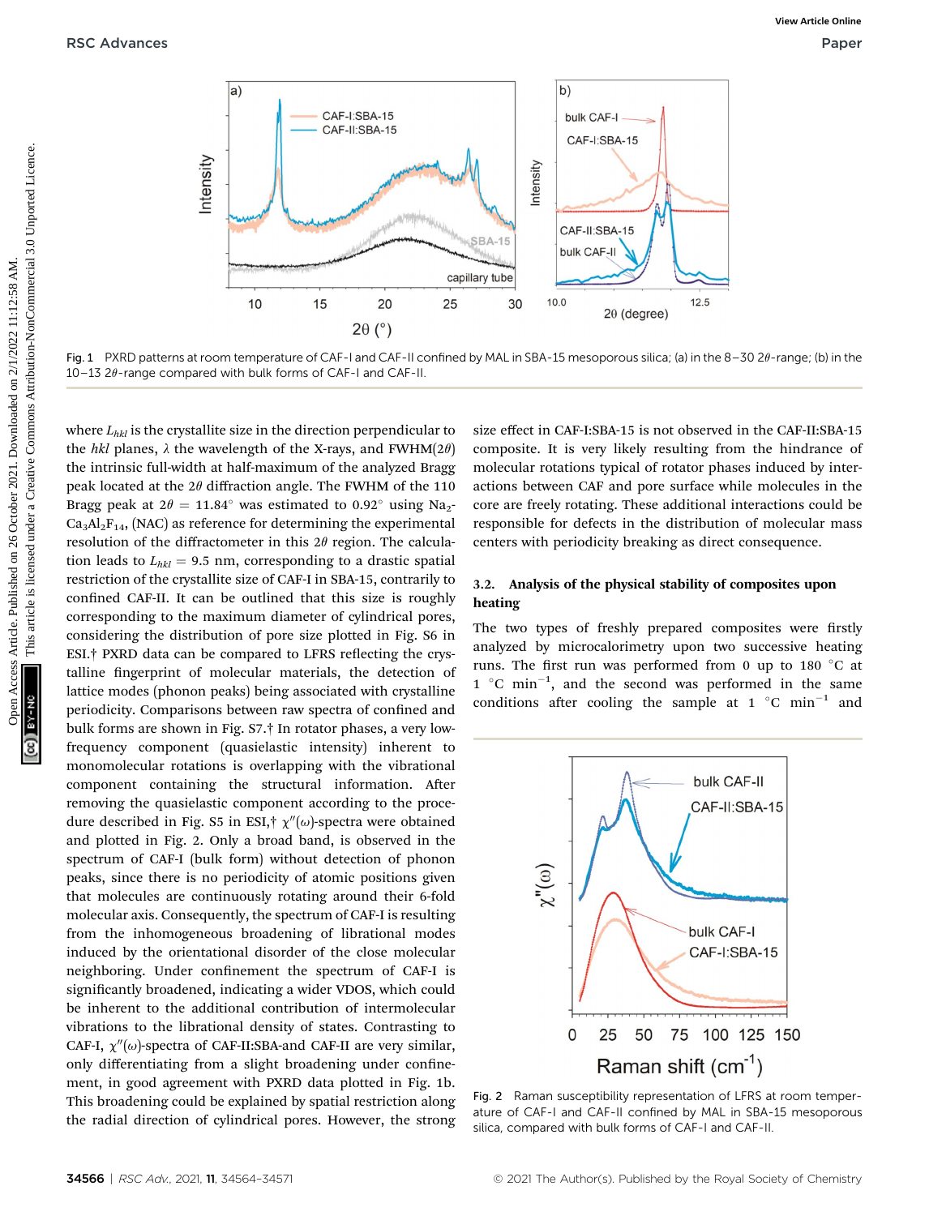Fig. 1 PXRD patterns at room temperature of CAF-I and CAF-II confined by MAL in SBA-15 mesoporous silica; (a) in the 8–30 2$\theta$-range; (b) in the 10–13 2$\theta$-range compared with bulk forms of CAF-I and CAF-II.

where $L_{hkl}$ is the crystallite size in the direction perpendicular to the *hkl* planes, $\lambda$ the wavelength of the X-rays, and FWHM(2$\theta$) the intrinsic full-width at half-maximum of the analyzed Bragg peak located at the 2$\theta$ diffraction angle. The FWHM of the 110 Bragg peak at $2\theta = 11.84°$ was estimated to 0.92° using $Na_2Ca_3Al_2F_{14}$, (NAC) as reference for determining the experimental resolution of the diffractometer in this 2$\theta$ region. The calculation leads to $L_{hkl} = 9.5$ nm, corresponding to a drastic spatial restriction of the crystallite size of CAF-I in SBA-15, contrarily to confined CAF-II. It can be outlined that this size is roughly corresponding to the maximum diameter of cylindrical pores, considering the distribution of pore size plotted in Fig. S6 in ESI.† PXRD data can be compared to LFRS reflecting the crystalline fingerprint of molecular materials, the detection of lattice modes (phonon peaks) being associated with crystalline periodicity. Comparisons between raw spectra of confined and bulk forms are shown in Fig. S7.† In rotator phases, a very low-frequency component (quasielastic intensity) inherent to monomolecular rotations is overlapping with the vibrational component containing the structural information. After removing the quasielastic component according to the procedure described in Fig. S5 in ESI,† $\chi''(\omega)$-spectra were obtained and plotted in Fig. 2. Only a broad band, is observed in the spectrum of CAF-I (bulk form) without detection of phonon peaks, since there is no periodicity of atomic positions given that molecules are continuously rotating around their 6-fold molecular axis. Consequently, the spectrum of CAF-I is resulting from the inhomogeneous broadening of librational modes induced by the orientational disorder of the close molecular neighboring. Under confinement the spectrum of CAF-I is significantly broadened, indicating a wider VDOS, which could be inherent to the additional contribution of intermolecular vibrations to the librational density of states. Contrasting to CAF-I, $\chi''(\omega)$-spectra of CAF-II:SBA-and CAF-II are very similar, only differentiating from a slight broadening under confinement, in good agreement with PXRD data plotted in Fig. 1b. This broadening could be explained by spatial restriction along the radial direction of cylindrical pores. However, the strong size effect in CAF-I:SBA-15 is not observed in the CAF-II:SBA-15 composite. It is very likely resulting from the hindrance of molecular rotations typical of rotator phases induced by interactions between CAF and pore surface while molecules in the core are freely rotating. These additional interactions could be responsible for defects in the distribution of molecular mass centers with periodicity breaking as direct consequence.

### 3.2. Analysis of the physical stability of composites upon heating

The two types of freshly prepared composites were firstly analyzed by microcalorimetry upon two successive heating runs. The first run was performed from 0 up to 180 °C at 1 °C min$^{-1}$, and the second was performed in the same conditions after cooling the sample at 1 °C min$^{-1}$ and

Fig. 2 Raman susceptibility representation of LFRS at room temperature of CAF-I and CAF-II confined by MAL in SBA-15 mesoporous silica, compared with bulk forms of CAF-I and CAF-II.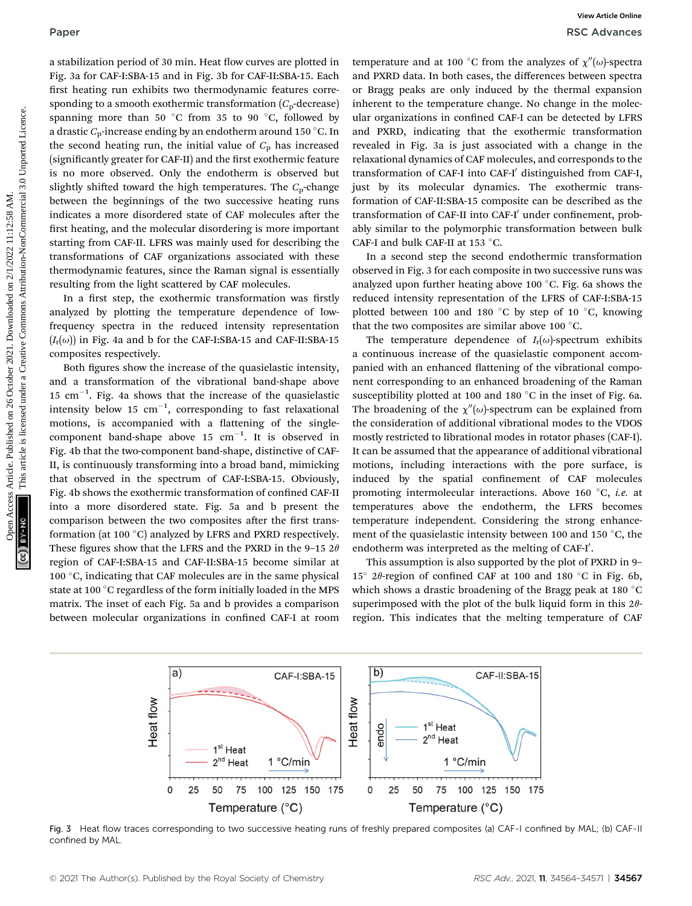a stabilization period of 30 min. Heat flow curves are plotted in Fig. 3a for CAF-I:SBA-15 and in Fig. 3b for CAF-II:SBA-15. Each first heating run exhibits two thermodynamic features corresponding to a smooth exothermic transformation ($C_p$-decrease) spanning more than 50 °C from 35 to 90 °C, followed by a drastic $C_p$-increase ending by an endotherm around 150 °C. In the second heating run, the initial value of $C_p$ has increased (significantly greater for CAF-II) and the first exothermic feature is no more observed. Only the endotherm is observed but slightly shifted toward the high temperatures. The $C_p$-change between the beginnings of the two successive heating runs indicates a more disordered state of CAF molecules after the first heating, and the molecular disordering is more important starting from CAF-II. LFRS was mainly used for describing the transformations of CAF organizations associated with these thermodynamic features, since the Raman signal is essentially resulting from the light scattered by CAF molecules.

In a first step, the exothermic transformation was firstly analyzed by plotting the temperature dependence of low-frequency spectra in the reduced intensity representation ($I_r(\omega)$) in Fig. 4a and b for the CAF-I:SBA-15 and CAF-II:SBA-15 composites respectively.

Both figures show the increase of the quasielastic intensity, and a transformation of the vibrational band-shape above 15 cm$^{-1}$. Fig. 4a shows that the increase of the quasielastic intensity below 15 cm$^{-1}$, corresponding to fast relaxational motions, is accompanied with a flattening of the single-component band-shape above 15 cm$^{-1}$. It is observed in Fig. 4b that the two-component band-shape, distinctive of CAF-II, is continuously transforming into a broad band, mimicking that observed in the spectrum of CAF-I:SBA-15. Obviously, Fig. 4b shows the exothermic transformation of confined CAF-II into a more disordered state. Fig. 5a and b present the comparison between the two composites after the first transformation (at 100 °C) analyzed by LFRS and PXRD respectively. These figures show that the LFRS and the PXRD in the 9–15 2$\theta$ region of CAF-I:SBA-15 and CAF-II:SBA-15 become similar at 100 °C, indicating that CAF molecules are in the same physical state at 100 °C regardless of the form initially loaded in the MPS matrix. The inset of each Fig. 5a and b provides a comparison between molecular organizations in confined CAF-I at room temperature and at 100 °C from the analyzes of $\chi''(\omega)$-spectra and PXRD data. In both cases, the differences between spectra or Bragg peaks are only induced by the thermal expansion inherent to the temperature change. No change in the molecular organizations in confined CAF-I can be detected by LFRS and PXRD, indicating that the exothermic transformation revealed in Fig. 3a is just associated with a change in the relaxational dynamics of CAF molecules, and corresponds to the transformation of CAF-I into CAF-I′ distinguished from CAF-I, just by its molecular dynamics. The exothermic transformation of CAF-II:SBA-15 composite can be described as the transformation of CAF-II into CAF-I′ under confinement, probably similar to the polymorphic transformation between bulk CAF-I and bulk CAF-II at 153 °C.

In a second step the second endothermic transformation observed in Fig. 3 for each composite in two successive runs was analyzed upon further heating above 100 °C. Fig. 6a shows the reduced intensity representation of the LFRS of CAF-I:SBA-15 plotted between 100 and 180 °C by step of 10 °C, knowing that the two composites are similar above 100 °C.

The temperature dependence of $I_r(\omega)$-spectrum exhibits a continuous increase of the quasielastic component accompanied with an enhanced flattening of the vibrational component corresponding to an enhanced broadening of the Raman susceptibility plotted at 100 and 180 °C in the inset of Fig. 6a. The broadening of the $\chi''(\omega)$-spectrum can be explained from the consideration of additional vibrational modes to the VDOS mostly restricted to librational modes in rotator phases (CAF-I). It can be assumed that the appearance of additional vibrational motions, including interactions with the pore surface, is induced by the spatial confinement of CAF molecules promoting intermolecular interactions. Above 160 °C, *i.e.* at temperatures above the endotherm, the LFRS becomes temperature independent. Considering the strong enhancement of the quasielastic intensity between 100 and 150 °C, the endotherm was interpreted as the melting of CAF-I′.

This assumption is also supported by the plot of PXRD in 9–15° 2$\theta$-region of confined CAF at 100 and 180 °C in Fig. 6b, which shows a drastic broadening of the Bragg peak at 180 °C superimposed with the plot of the bulk liquid form in this 2$\theta$-region. This indicates that the melting temperature of CAF

Fig. 3 Heat flow traces corresponding to two successive heating runs of freshly prepared composites (a) CAF-I confined by MAL; (b) CAF-II confined by MAL.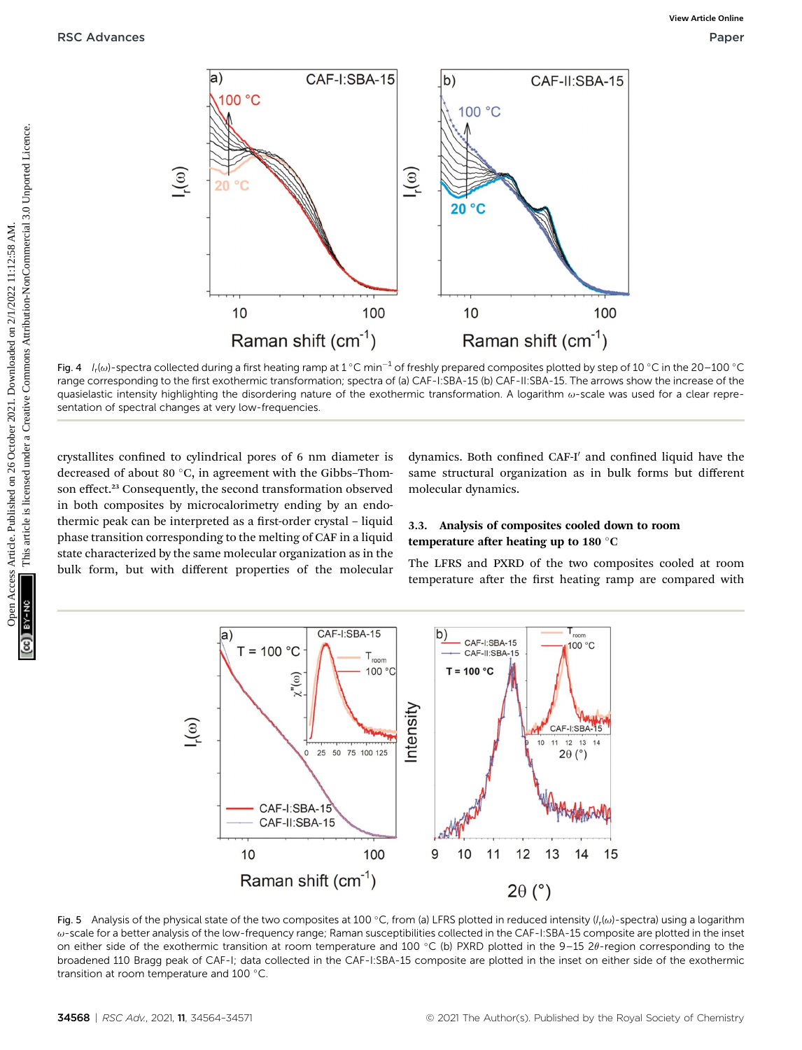Fig. 4 $I_r(\omega)$-spectra collected during a first heating ramp at 1 °C min$^{-1}$ of freshly prepared composites plotted by step of 10 °C in the 20–100 °C range corresponding to the first exothermic transformation; spectra of (a) CAF-I:SBA-15 (b) CAF-II:SBA-15. The arrows show the increase of the quasielastic intensity highlighting the disordering nature of the exothermic transformation. A logarithm $\omega$-scale was used for a clear representation of spectral changes at very low-frequencies.

crystallites confined to cylindrical pores of 6 nm diameter is decreased of about 80 °C, in agreement with the Gibbs–Thomson effect.[23] Consequently, the second transformation observed in both composites by microcalorimetry ending by an endothermic peak can be interpreted as a first-order crystal – liquid phase transition corresponding to the melting of CAF in a liquid state characterized by the same molecular organization as in the bulk form, but with different properties of the molecular dynamics. Both confined CAF-I′ and confined liquid have the same structural organization as in bulk forms but different molecular dynamics.

### 3.3. Analysis of composites cooled down to room temperature after heating up to 180 °C

The LFRS and PXRD of the two composites cooled at room temperature after the first heating ramp are compared with

Fig. 5 Analysis of the physical state of the two composites at 100 °C, from (a) LFRS plotted in reduced intensity ($I_r(\omega)$-spectra) using a logarithm $\omega$-scale for a better analysis of the low-frequency range; Raman susceptibilities collected in the CAF-I:SBA-15 composite are plotted in the inset on either side of the exothermic transition at room temperature and 100 °C (b) PXRD plotted in the 9–15 $2\theta$-region corresponding to the broadened 110 Bragg peak of CAF-I; data collected in the CAF-I:SBA-15 composite are plotted in the inset on either side of the exothermic transition at room temperature and 100 °C.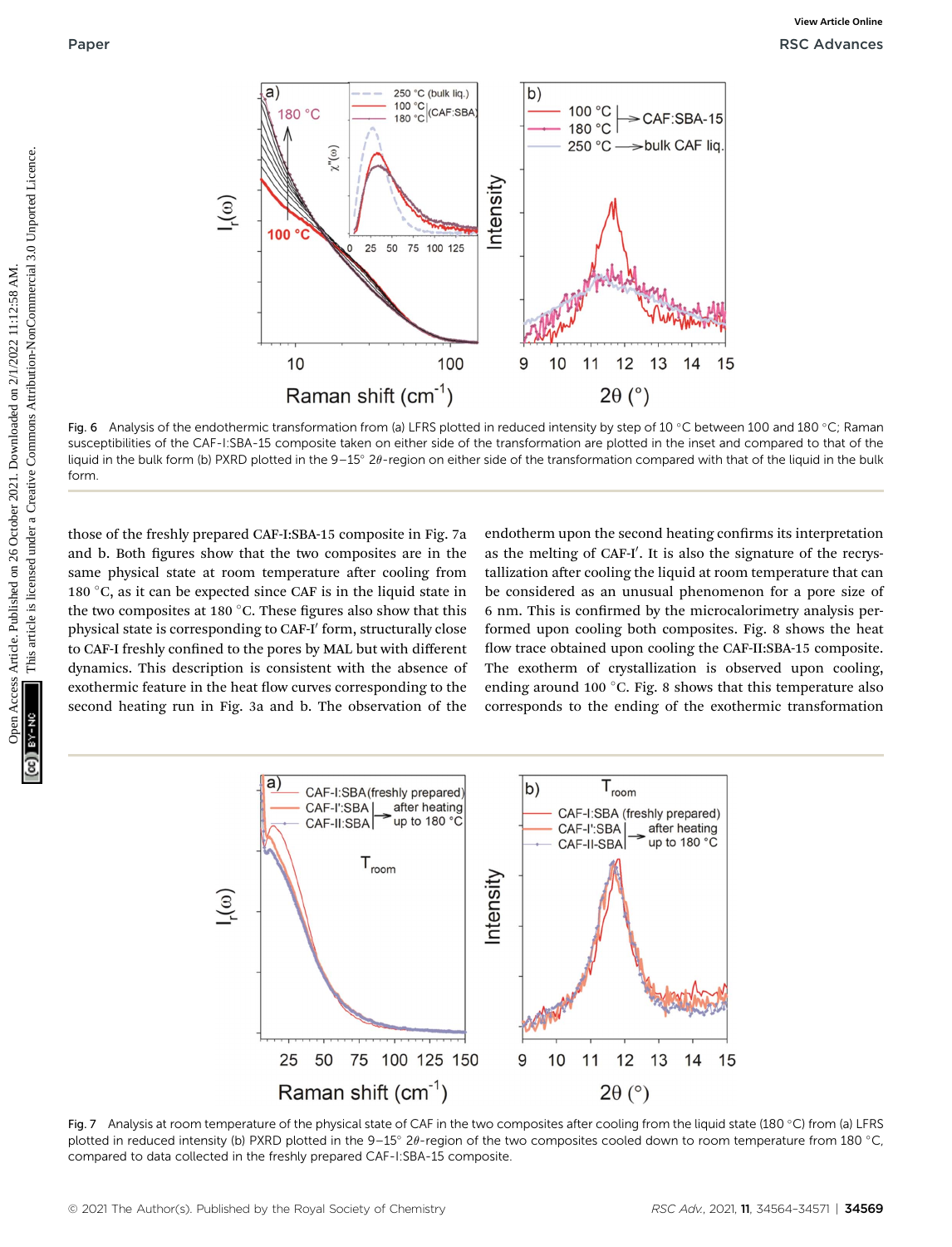Fig. 6 Analysis of the endothermic transformation from (a) LFRS plotted in reduced intensity by step of 10 °C between 100 and 180 °C; Raman susceptibilities of the CAF-I:SBA-15 composite taken on either side of the transformation are plotted in the inset and compared to that of the liquid in the bulk form (b) PXRD plotted in the 9–15° $2\theta$-region on either side of the transformation compared with that of the liquid in the bulk form.

those of the freshly prepared CAF-I:SBA-15 composite in Fig. 7a and b. Both figures show that the two composites are in the same physical state at room temperature after cooling from 180 °C, as it can be expected since CAF is in the liquid state in the two composites at 180 °C. These figures also show that this physical state is corresponding to CAF-I′ form, structurally close to CAF-I freshly confined to the pores by MAL but with different dynamics. This description is consistent with the absence of exothermic feature in the heat flow curves corresponding to the second heating run in Fig. 3a and b. The observation of the endotherm upon the second heating confirms its interpretation as the melting of CAF-I′. It is also the signature of the recrystallization after cooling the liquid at room temperature that can be considered as an unusual phenomenon for a pore size of 6 nm. This is confirmed by the microcalorimetry analysis performed upon cooling both composites. Fig. 8 shows the heat flow trace obtained upon cooling the CAF-II:SBA-15 composite. The exotherm of crystallization is observed upon cooling, ending around 100 °C. Fig. 8 shows that this temperature also corresponds to the ending of the exothermic transformation

Fig. 7 Analysis at room temperature of the physical state of CAF in the two composites after cooling from the liquid state (180 °C) from (a) LFRS plotted in reduced intensity (b) PXRD plotted in the 9–15° $2\theta$-region of the two composites cooled down to room temperature from 180 °C, compared to data collected in the freshly prepared CAF-I:SBA-15 composite.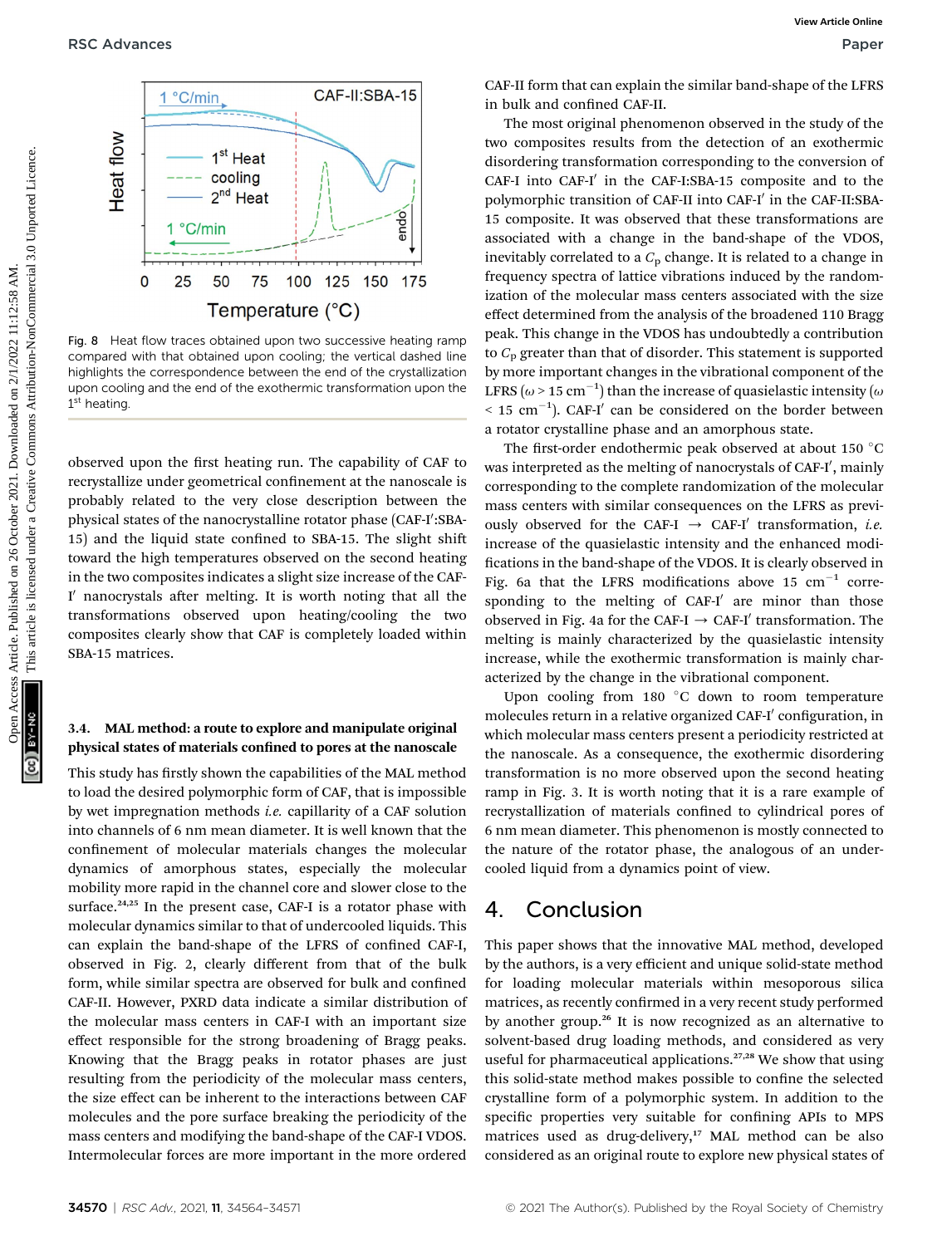Fig. 8 Heat flow traces obtained upon two successive heating ramp compared with that obtained upon cooling; the vertical dashed line highlights the correspondence between the end of the crystallization upon cooling and the end of the exothermic transformation upon the 1st heating.

observed upon the first heating run. The capability of CAF to recrystallize under geometrical confinement at the nanoscale is probably related to the very close description between the physical states of the nanocrystalline rotator phase (CAF-I′:SBA-15) and the liquid state confined to SBA-15. The slight shift toward the high temperatures observed on the second heating in the two composites indicates a slight size increase of the CAF-I′ nanocrystals after melting. It is worth noting that all the transformations observed upon heating/cooling the two composites clearly show that CAF is completely loaded within SBA-15 matrices.

### 3.4. MAL method: a route to explore and manipulate original physical states of materials confined to pores at the nanoscale

This study has firstly shown the capabilities of the MAL method to load the desired polymorphic form of CAF, that is impossible by wet impregnation methods *i.e.* capillarity of a CAF solution into channels of 6 nm mean diameter. It is well known that the confinement of molecular materials changes the molecular dynamics of amorphous states, especially the molecular mobility more rapid in the channel core and slower close to the surface.[24,25] In the present case, CAF-I is a rotator phase with molecular dynamics similar to that of undercooled liquids. This can explain the band-shape of the LFRS of confined CAF-I, observed in Fig. 2, clearly different from that of the bulk form, while similar spectra are observed for bulk and confined CAF-II. However, PXRD data indicate a similar distribution of the molecular mass centers in CAF-I with an important size effect responsible for the strong broadening of Bragg peaks. Knowing that the Bragg peaks in rotator phases are just resulting from the periodicity of the molecular mass centers, the size effect can be inherent to the interactions between CAF molecules and the pore surface breaking the periodicity of the mass centers and modifying the band-shape of the CAF-I VDOS. Intermolecular forces are more important in the more ordered CAF-II form that can explain the similar band-shape of the LFRS in bulk and confined CAF-II.

The most original phenomenon observed in the study of the two composites results from the detection of an exothermic disordering transformation corresponding to the conversion of CAF-I into CAF-I′ in the CAF-I:SBA-15 composite and to the polymorphic transition of CAF-II into CAF-I′ in the CAF-II:SBA-15 composite. It was observed that these transformations are associated with a change in the band-shape of the VDOS, inevitably correlated to a $C_p$ change. It is related to a change in frequency spectra of lattice vibrations induced by the randomization of the molecular mass centers associated with the size effect determined from the analysis of the broadened 110 Bragg peak. This change in the VDOS has undoubtedly a contribution to $C_p$ greater than that of disorder. This statement is supported by more important changes in the vibrational component of the LFRS ($\omega > 15$ cm$^{-1}$) than the increase of quasielastic intensity ($\omega < 15$ cm$^{-1}$). CAF-I′ can be considered on the border between a rotator crystalline phase and an amorphous state.

The first-order endothermic peak observed at about 150 °C was interpreted as the melting of nanocrystals of CAF-I′, mainly corresponding to the complete randomization of the molecular mass centers with similar consequences on the LFRS as previously observed for the CAF-I → CAF-I′ transformation, *i.e.* increase of the quasielastic intensity and the enhanced modifications in the band-shape of the VDOS. It is clearly observed in Fig. 6a that the LFRS modifications above 15 cm$^{-1}$ corresponding to the melting of CAF-I′ are minor than those observed in Fig. 4a for the CAF-I → CAF-I′ transformation. The melting is mainly characterized by the quasielastic intensity increase, while the exothermic transformation is mainly characterized by the change in the vibrational component.

Upon cooling from 180 °C down to room temperature molecules return in a relative organized CAF-I′ configuration, in which molecular mass centers present a periodicity restricted at the nanoscale. As a consequence, the exothermic disordering transformation is no more observed upon the second heating ramp in Fig. 3. It is worth noting that it is a rare example of recrystallization of materials confined to cylindrical pores of 6 nm mean diameter. This phenomenon is mostly connected to the nature of the rotator phase, the analogous of an undercooled liquid from a dynamics point of view.

## 4. Conclusion

This paper shows that the innovative MAL method, developed by the authors, is a very efficient and unique solid-state method for loading molecular materials within mesoporous silica matrices, as recently confirmed in a very recent study performed by another group.[26] It is now recognized as an alternative to solvent-based drug loading methods, and considered as very useful for pharmaceutical applications.[27,28] We show that using this solid-state method makes possible to confine the selected crystalline form of a polymorphic system. In addition to the specific properties very suitable for confining APIs to MPS matrices used as drug-delivery,[17] MAL method can be also considered as an original route to explore new physical states of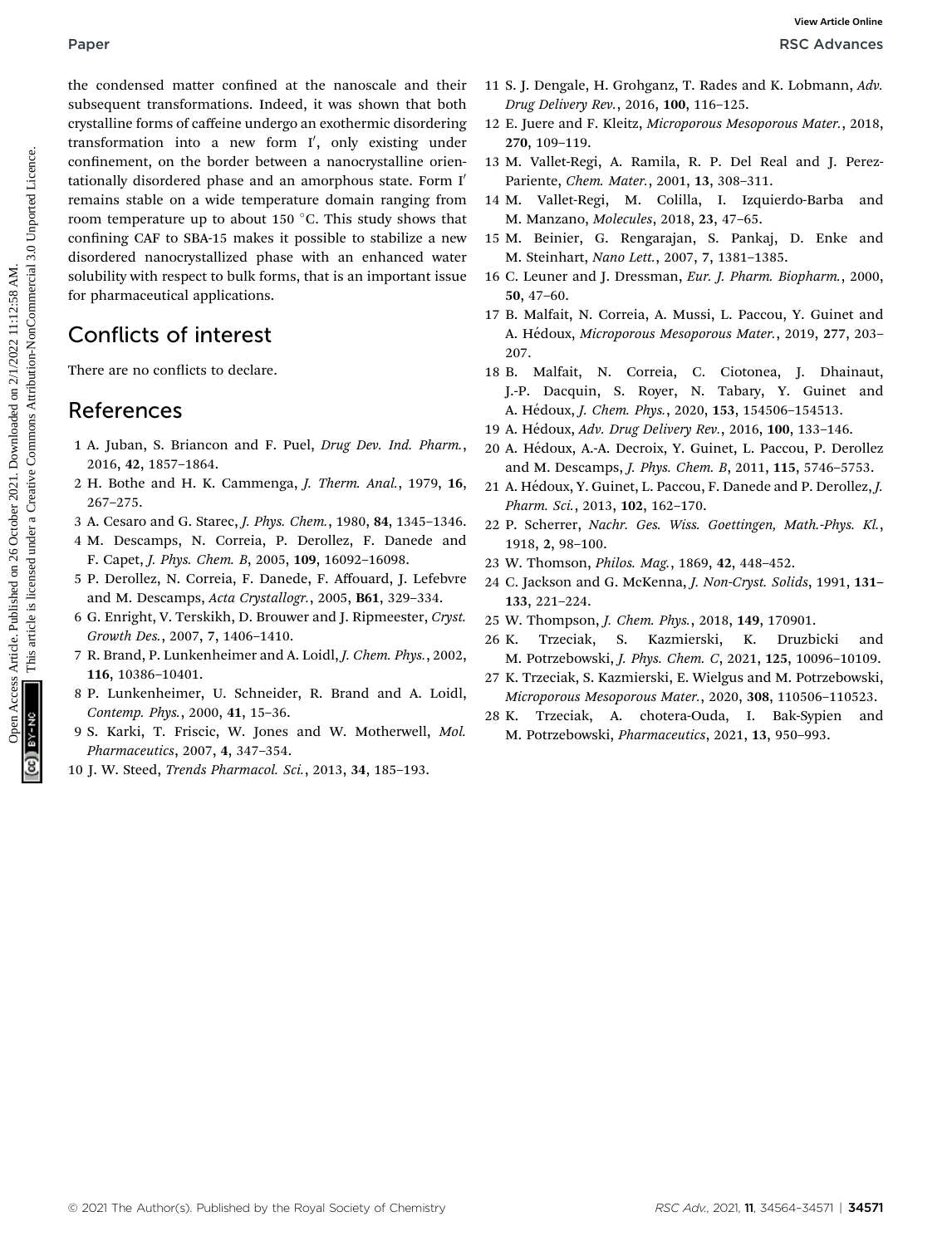the condensed matter confined at the nanoscale and their subsequent transformations. Indeed, it was shown that both crystalline forms of caffeine undergo an exothermic disordering transformation into a new form I′, only existing under confinement, on the border between a nanocrystalline orientationally disordered phase and an amorphous state. Form I′ remains stable on a wide temperature domain ranging from room temperature up to about 150 °C. This study shows that confining CAF to SBA-15 makes it possible to stabilize a new disordered nanocrystallized phase with an enhanced water solubility with respect to bulk forms, that is an important issue for pharmaceutical applications.

## Conflicts of interest

There are no conflicts to declare.

## References

1 A. Juban, S. Briancon and F. Puel, *Drug Dev. Ind. Pharm.*, 2016, **42**, 1857–1864.

2 H. Bothe and H. K. Cammenga, *J. Therm. Anal.*, 1979, **16**, 267–275.

3 A. Cesaro and G. Starec, *J. Phys. Chem.*, 1980, **84**, 1345–1346.

4 M. Descamps, N. Correia, P. Derollez, F. Danede and F. Capet, *J. Phys. Chem. B*, 2005, **109**, 16092–16098.

5 P. Derollez, N. Correia, F. Danede, F. Affouard, J. Lefebvre and M. Descamps, *Acta Crystallogr.*, 2005, **B61**, 329–334.

6 G. Enright, V. Terskikh, D. Brouwer and J. Ripmeester, *Cryst. Growth Des.*, 2007, **7**, 1406–1410.

7 R. Brand, P. Lunkenheimer and A. Loidl, *J. Chem. Phys.*, 2002, **116**, 10386–10401.

8 P. Lunkenheimer, U. Schneider, R. Brand and A. Loidl, *Contemp. Phys.*, 2000, **41**, 15–36.

9 S. Karki, T. Friscic, W. Jones and W. Motherwell, *Mol. Pharmaceutics*, 2007, **4**, 347–354.

10 J. W. Steed, *Trends Pharmacol. Sci.*, 2013, **34**, 185–193.

11 S. J. Dengale, H. Grohganz, T. Rades and K. Lobmann, *Adv. Drug Delivery Rev.*, 2016, **100**, 116–125.

12 E. Juere and F. Kleitz, *Microporous Mesoporous Mater.*, 2018, **270**, 109–119.

13 M. Vallet-Regi, A. Ramila, R. P. Del Real and J. Perez-Pariente, *Chem. Mater.*, 2001, **13**, 308–311.

14 M. Vallet-Regi, M. Colilla, I. Izquierdo-Barba and M. Manzano, *Molecules*, 2018, **23**, 47–65.

15 M. Beinier, G. Rengarajan, S. Pankaj, D. Enke and M. Steinhart, *Nano Lett.*, 2007, **7**, 1381–1385.

16 C. Leuner and J. Dressman, *Eur. J. Pharm. Biopharm.*, 2000, **50**, 47–60.

17 B. Malfait, N. Correia, A. Mussi, L. Paccou, Y. Guinet and A. Hédoux, *Microporous Mesoporous Mater.*, 2019, **277**, 203–207.

18 B. Malfait, N. Correia, C. Ciotonea, J. Dhainaut, J.-P. Dacquin, S. Royer, N. Tabary, Y. Guinet and A. Hédoux, *J. Chem. Phys.*, 2020, **153**, 154506–154513.

19 A. Hédoux, *Adv. Drug Delivery Rev.*, 2016, **100**, 133–146.

20 A. Hédoux, A.-A. Decroix, Y. Guinet, L. Paccou, P. Derollez and M. Descamps, *J. Phys. Chem. B*, 2011, **115**, 5746–5753.

21 A. Hédoux, Y. Guinet, L. Paccou, F. Danede and P. Derollez, *J. Pharm. Sci.*, 2013, **102**, 162–170.

22 P. Scherrer, *Nachr. Ges. Wiss. Goettingen, Math.-Phys. Kl.*, 1918, **2**, 98–100.

23 W. Thomson, *Philos. Mag.*, 1869, **42**, 448–452.

24 C. Jackson and G. McKenna, *J. Non-Cryst. Solids*, 1991, **131–133**, 221–224.

25 W. Thompson, *J. Chem. Phys.*, 2018, **149**, 170901.

26 K. Trzeciak, S. Kazmierski, K. Druzbicki and M. Potrzebowski, *J. Phys. Chem. C*, 2021, **125**, 10096–10109.

27 K. Trzeciak, S. Kazmierski, E. Wielgus and M. Potrzebowski, *Microporous Mesoporous Mater.*, 2020, **308**, 110506–110523.

28 K. Trzeciak, A. chotera-Ouda, I. Bak-Sypien and M. Potrzebowski, *Pharmaceutics*, 2021, **13**, 950–993.